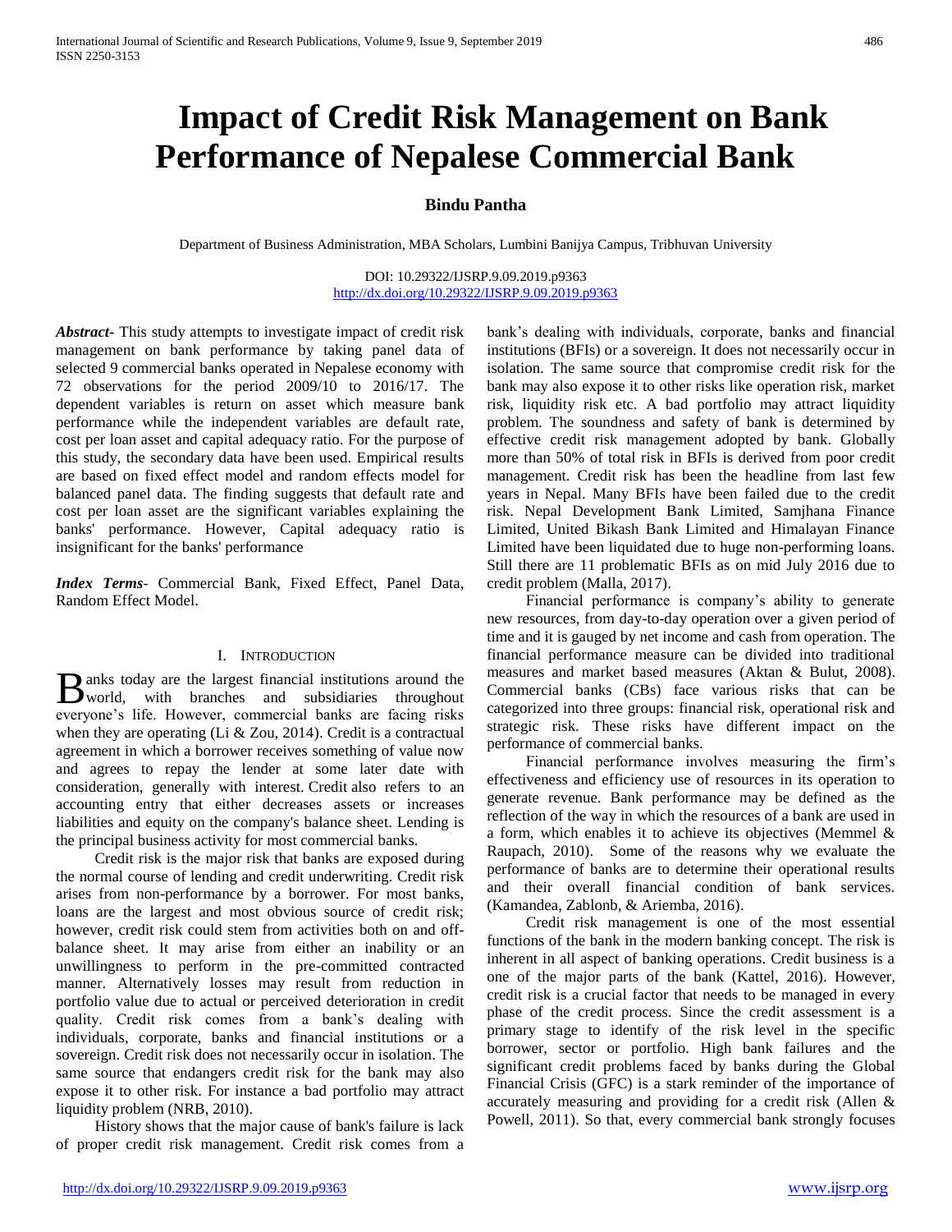# Impact of Credit Risk Management on Bank Performance of Nepalese Commercial Bank

**Bindu Pantha**

Department of Business Administration, MBA Scholars, Lumbini Banijya Campus, Tribhuvan University

DOI: 10.29322/IJSRP.9.09.2019.p9363
http://dx.doi.org/10.29322/IJSRP.9.09.2019.p9363

***Abstract*-** This study attempts to investigate impact of credit risk management on bank performance by taking panel data of selected 9 commercial banks operated in Nepalese economy with 72 observations for the period 2009/10 to 2016/17. The dependent variables is return on asset which measure bank performance while the independent variables are default rate, cost per loan asset and capital adequacy ratio. For the purpose of this study, the secondary data have been used. Empirical results are based on fixed effect model and random effects model for balanced panel data. The finding suggests that default rate and cost per loan asset are the significant variables explaining the banks' performance. However, Capital adequacy ratio is insignificant for the banks' performance

***Index Terms*-** Commercial Bank, Fixed Effect, Panel Data, Random Effect Model.

## I. Introduction

Banks today are the largest financial institutions around the world, with branches and subsidiaries throughout everyone's life. However, commercial banks are facing risks when they are operating (Li & Zou, 2014). Credit is a contractual agreement in which a borrower receives something of value now and agrees to repay the lender at some later date with consideration, generally with interest. Credit also refers to an accounting entry that either decreases assets or increases liabilities and equity on the company's balance sheet. Lending is the principal business activity for most commercial banks.

Credit risk is the major risk that banks are exposed during the normal course of lending and credit underwriting. Credit risk arises from non-performance by a borrower. For most banks, loans are the largest and most obvious source of credit risk; however, credit risk could stem from activities both on and off-balance sheet. It may arise from either an inability or an unwillingness to perform in the pre-committed contracted manner. Alternatively losses may result from reduction in portfolio value due to actual or perceived deterioration in credit quality. Credit risk comes from a bank's dealing with individuals, corporate, banks and financial institutions or a sovereign. Credit risk does not necessarily occur in isolation. The same source that endangers credit risk for the bank may also expose it to other risk. For instance a bad portfolio may attract liquidity problem (NRB, 2010).

History shows that the major cause of bank's failure is lack of proper credit risk management. Credit risk comes from a bank's dealing with individuals, corporate, banks and financial institutions (BFIs) or a sovereign. It does not necessarily occur in isolation. The same source that compromise credit risk for the bank may also expose it to other risks like operation risk, market risk, liquidity risk etc. A bad portfolio may attract liquidity problem. The soundness and safety of bank is determined by effective credit risk management adopted by bank. Globally more than 50% of total risk in BFIs is derived from poor credit management. Credit risk has been the headline from last few years in Nepal. Many BFIs have been failed due to the credit risk. Nepal Development Bank Limited, Samjhana Finance Limited, United Bikash Bank Limited and Himalayan Finance Limited have been liquidated due to huge non-performing loans. Still there are 11 problematic BFIs as on mid July 2016 due to credit problem (Malla, 2017).

Financial performance is company's ability to generate new resources, from day-to-day operation over a given period of time and it is gauged by net income and cash from operation. The financial performance measure can be divided into traditional measures and market based measures (Aktan & Bulut, 2008). Commercial banks (CBs) face various risks that can be categorized into three groups: financial risk, operational risk and strategic risk. These risks have different impact on the performance of commercial banks.

Financial performance involves measuring the firm's effectiveness and efficiency use of resources in its operation to generate revenue. Bank performance may be defined as the reflection of the way in which the resources of a bank are used in a form, which enables it to achieve its objectives (Memmel & Raupach, 2010). Some of the reasons why we evaluate the performance of banks are to determine their operational results and their overall financial condition of bank services. (Kamandea, Zablonb, & Ariemba, 2016).

Credit risk management is one of the most essential functions of the bank in the modern banking concept. The risk is inherent in all aspect of banking operations. Credit business is a one of the major parts of the bank (Kattel, 2016). However, credit risk is a crucial factor that needs to be managed in every phase of the credit process. Since the credit assessment is a primary stage to identify of the risk level in the specific borrower, sector or portfolio. High bank failures and the significant credit problems faced by banks during the Global Financial Crisis (GFC) is a stark reminder of the importance of accurately measuring and providing for a credit risk (Allen & Powell, 2011). So that, every commercial bank strongly focuses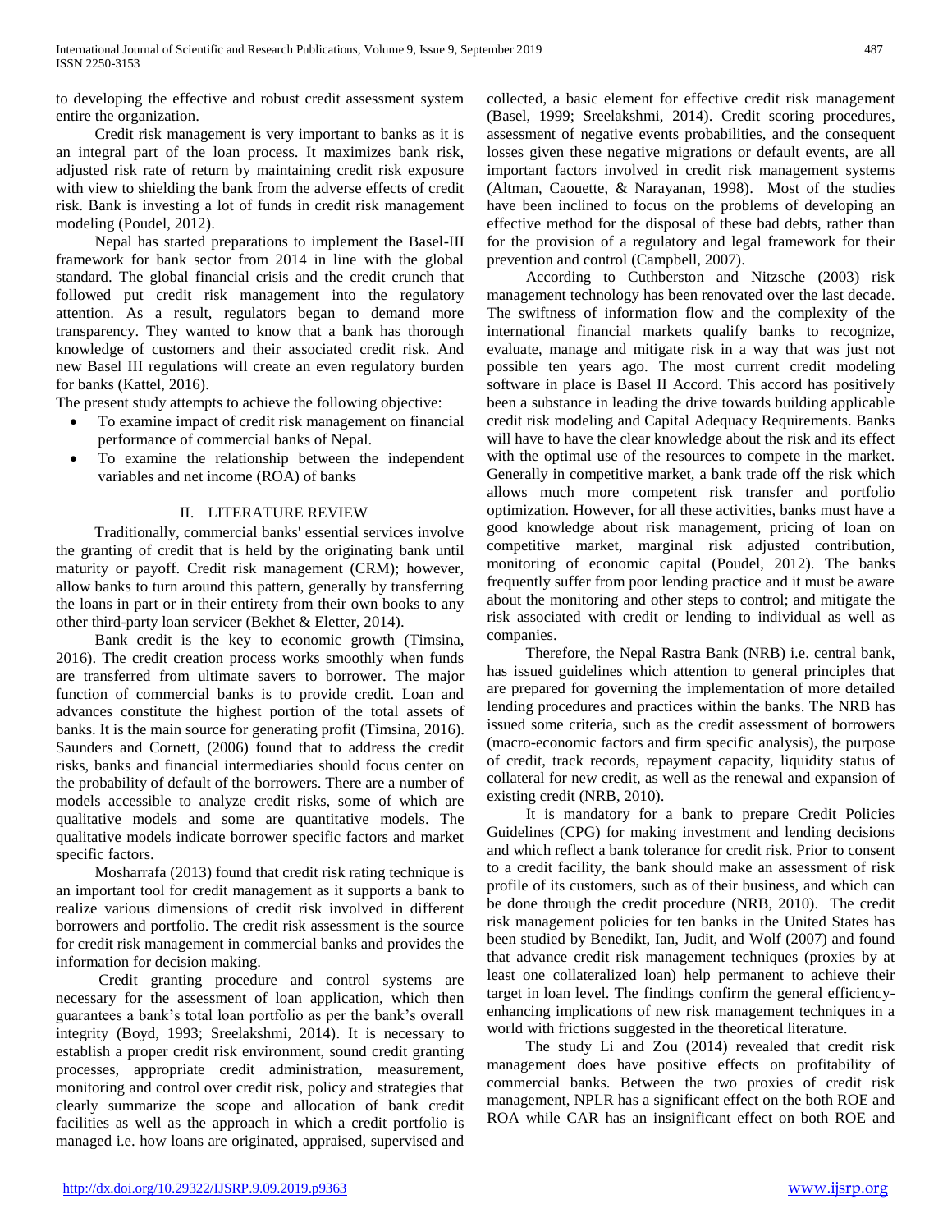to developing the effective and robust credit assessment system entire the organization.

Credit risk management is very important to banks as it is an integral part of the loan process. It maximizes bank risk, adjusted risk rate of return by maintaining credit risk exposure with view to shielding the bank from the adverse effects of credit risk. Bank is investing a lot of funds in credit risk management modeling (Poudel, 2012).

Nepal has started preparations to implement the Basel-III framework for bank sector from 2014 in line with the global standard. The global financial crisis and the credit crunch that followed put credit risk management into the regulatory attention. As a result, regulators began to demand more transparency. They wanted to know that a bank has thorough knowledge of customers and their associated credit risk. And new Basel III regulations will create an even regulatory burden for banks (Kattel, 2016).

The present study attempts to achieve the following objective:

- To examine impact of credit risk management on financial performance of commercial banks of Nepal.
- To examine the relationship between the independent variables and net income (ROA) of banks

## II. LITERATURE REVIEW

Traditionally, commercial banks' essential services involve the granting of credit that is held by the originating bank until maturity or payoff. Credit risk management (CRM); however, allow banks to turn around this pattern, generally by transferring the loans in part or in their entirety from their own books to any other third-party loan servicer (Bekhet & Eletter, 2014).

Bank credit is the key to economic growth (Timsina, 2016). The credit creation process works smoothly when funds are transferred from ultimate savers to borrower. The major function of commercial banks is to provide credit. Loan and advances constitute the highest portion of the total assets of banks. It is the main source for generating profit (Timsina, 2016). Saunders and Cornett, (2006) found that to address the credit risks, banks and financial intermediaries should focus center on the probability of default of the borrowers. There are a number of models accessible to analyze credit risks, some of which are qualitative models and some are quantitative models. The qualitative models indicate borrower specific factors and market specific factors.

Mosharrafa (2013) found that credit risk rating technique is an important tool for credit management as it supports a bank to realize various dimensions of credit risk involved in different borrowers and portfolio. The credit risk assessment is the source for credit risk management in commercial banks and provides the information for decision making.

Credit granting procedure and control systems are necessary for the assessment of loan application, which then guarantees a bank's total loan portfolio as per the bank's overall integrity (Boyd, 1993; Sreelakshmi, 2014). It is necessary to establish a proper credit risk environment, sound credit granting processes, appropriate credit administration, measurement, monitoring and control over credit risk, policy and strategies that clearly summarize the scope and allocation of bank credit facilities as well as the approach in which a credit portfolio is managed i.e. how loans are originated, appraised, supervised and collected, a basic element for effective credit risk management (Basel, 1999; Sreelakshmi, 2014). Credit scoring procedures, assessment of negative events probabilities, and the consequent losses given these negative migrations or default events, are all important factors involved in credit risk management systems (Altman, Caouette, & Narayanan, 1998). Most of the studies have been inclined to focus on the problems of developing an effective method for the disposal of these bad debts, rather than for the provision of a regulatory and legal framework for their prevention and control (Campbell, 2007).

According to Cuthberston and Nitzsche (2003) risk management technology has been renovated over the last decade. The swiftness of information flow and the complexity of the international financial markets qualify banks to recognize, evaluate, manage and mitigate risk in a way that was just not possible ten years ago. The most current credit modeling software in place is Basel II Accord. This accord has positively been a substance in leading the drive towards building applicable credit risk modeling and Capital Adequacy Requirements. Banks will have to have the clear knowledge about the risk and its effect with the optimal use of the resources to compete in the market. Generally in competitive market, a bank trade off the risk which allows much more competent risk transfer and portfolio optimization. However, for all these activities, banks must have a good knowledge about risk management, pricing of loan on competitive market, marginal risk adjusted contribution, monitoring of economic capital (Poudel, 2012). The banks frequently suffer from poor lending practice and it must be aware about the monitoring and other steps to control; and mitigate the risk associated with credit or lending to individual as well as companies.

Therefore, the Nepal Rastra Bank (NRB) i.e. central bank, has issued guidelines which attention to general principles that are prepared for governing the implementation of more detailed lending procedures and practices within the banks. The NRB has issued some criteria, such as the credit assessment of borrowers (macro-economic factors and firm specific analysis), the purpose of credit, track records, repayment capacity, liquidity status of collateral for new credit, as well as the renewal and expansion of existing credit (NRB, 2010).

It is mandatory for a bank to prepare Credit Policies Guidelines (CPG) for making investment and lending decisions and which reflect a bank tolerance for credit risk. Prior to consent to a credit facility, the bank should make an assessment of risk profile of its customers, such as of their business, and which can be done through the credit procedure (NRB, 2010). The credit risk management policies for ten banks in the United States has been studied by Benedikt, Ian, Judit, and Wolf (2007) and found that advance credit risk management techniques (proxies by at least one collateralized loan) help permanent to achieve their target in loan level. The findings confirm the general efficiency-enhancing implications of new risk management techniques in a world with frictions suggested in the theoretical literature.

The study Li and Zou (2014) revealed that credit risk management does have positive effects on profitability of commercial banks. Between the two proxies of credit risk management, NPLR has a significant effect on the both ROE and ROA while CAR has an insignificant effect on both ROE and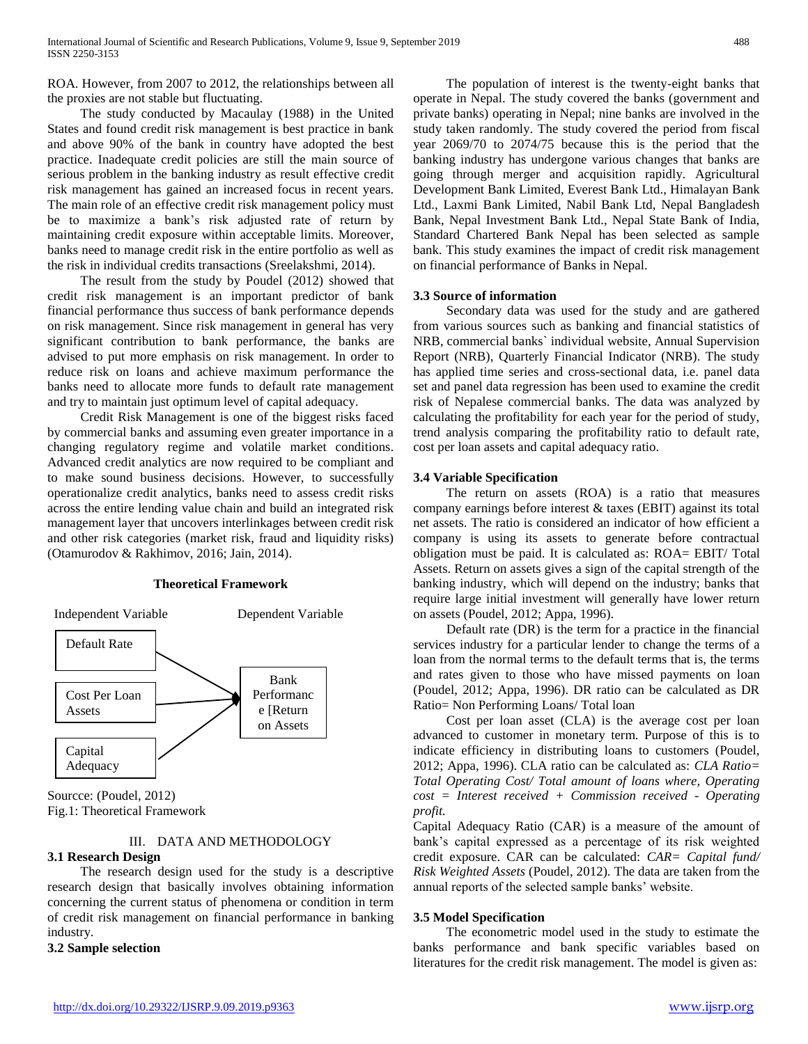ROA. However, from 2007 to 2012, the relationships between all the proxies are not stable but fluctuating.

The study conducted by Macaulay (1988) in the United States and found credit risk management is best practice in bank and above 90% of the bank in country have adopted the best practice. Inadequate credit policies are still the main source of serious problem in the banking industry as result effective credit risk management has gained an increased focus in recent years. The main role of an effective credit risk management policy must be to maximize a bank's risk adjusted rate of return by maintaining credit exposure within acceptable limits. Moreover, banks need to manage credit risk in the entire portfolio as well as the risk in individual credits transactions (Sreelakshmi, 2014).

The result from the study by Poudel (2012) showed that credit risk management is an important predictor of bank financial performance thus success of bank performance depends on risk management. Since risk management in general has very significant contribution to bank performance, the banks are advised to put more emphasis on risk management. In order to reduce risk on loans and achieve maximum performance the banks need to allocate more funds to default rate management and try to maintain just optimum level of capital adequacy.

Credit Risk Management is one of the biggest risks faced by commercial banks and assuming even greater importance in a changing regulatory regime and volatile market conditions. Advanced credit analytics are now required to be compliant and to make sound business decisions. However, to successfully operationalize credit analytics, banks need to assess credit risks across the entire lending value chain and build an integrated risk management layer that uncovers interlinkages between credit risk and other risk categories (market risk, fraud and liquidity risks) (Otamurodov & Rakhimov, 2016; Jain, 2014).

**Theoretical Framework**

Independent Variable: Default Rate; Cost Per Loan Assets; Capital Adequacy

Dependent Variable: Bank Performance [Return on Assets

Sourcce: (Poudel, 2012)
Fig.1: Theoretical Framework

## III. DATA AND METHODOLOGY

### 3.1 Research Design

The research design used for the study is a descriptive research design that basically involves obtaining information concerning the current status of phenomena or condition in term of credit risk management on financial performance in banking industry.

### 3.2 Sample selection

The population of interest is the twenty-eight banks that operate in Nepal. The study covered the banks (government and private banks) operating in Nepal; nine banks are involved in the study taken randomly. The study covered the period from fiscal year 2069/70 to 2074/75 because this is the period that the banking industry has undergone various changes that banks are going through merger and acquisition rapidly. Agricultural Development Bank Limited, Everest Bank Ltd., Himalayan Bank Ltd., Laxmi Bank Limited, Nabil Bank Ltd, Nepal Bangladesh Bank, Nepal Investment Bank Ltd., Nepal State Bank of India, Standard Chartered Bank Nepal has been selected as sample bank. This study examines the impact of credit risk management on financial performance of Banks in Nepal.

### 3.3 Source of information

Secondary data was used for the study and are gathered from various sources such as banking and financial statistics of NRB, commercial banks` individual website, Annual Supervision Report (NRB), Quarterly Financial Indicator (NRB). The study has applied time series and cross-sectional data, i.e. panel data set and panel data regression has been used to examine the credit risk of Nepalese commercial banks. The data was analyzed by calculating the profitability for each year for the period of study, trend analysis comparing the profitability ratio to default rate, cost per loan assets and capital adequacy ratio.

### 3.4 Variable Specification

The return on assets (ROA) is a ratio that measures company earnings before interest & taxes (EBIT) against its total net assets. The ratio is considered an indicator of how efficient a company is using its assets to generate before contractual obligation must be paid. It is calculated as: ROA= EBIT/ Total Assets. Return on assets gives a sign of the capital strength of the banking industry, which will depend on the industry; banks that require large initial investment will generally have lower return on assets (Poudel, 2012; Appa, 1996).

Default rate (DR) is the term for a practice in the financial services industry for a particular lender to change the terms of a loan from the normal terms to the default terms that is, the terms and rates given to those who have missed payments on loan (Poudel, 2012; Appa, 1996). DR ratio can be calculated as DR Ratio= Non Performing Loans/ Total loan

Cost per loan asset (CLA) is the average cost per loan advanced to customer in monetary term. Purpose of this is to indicate efficiency in distributing loans to customers (Poudel, 2012; Appa, 1996). CLA ratio can be calculated as: *CLA Ratio= Total Operating Cost/ Total amount of loans where, Operating cost = Interest received + Commission received - Operating profit.*

Capital Adequacy Ratio (CAR) is a measure of the amount of bank's capital expressed as a percentage of its risk weighted credit exposure. CAR can be calculated: *CAR= Capital fund/ Risk Weighted Assets* (Poudel, 2012). The data are taken from the annual reports of the selected sample banks' website.

### 3.5 Model Specification

The econometric model used in the study to estimate the banks performance and bank specific variables based on literatures for the credit risk management. The model is given as: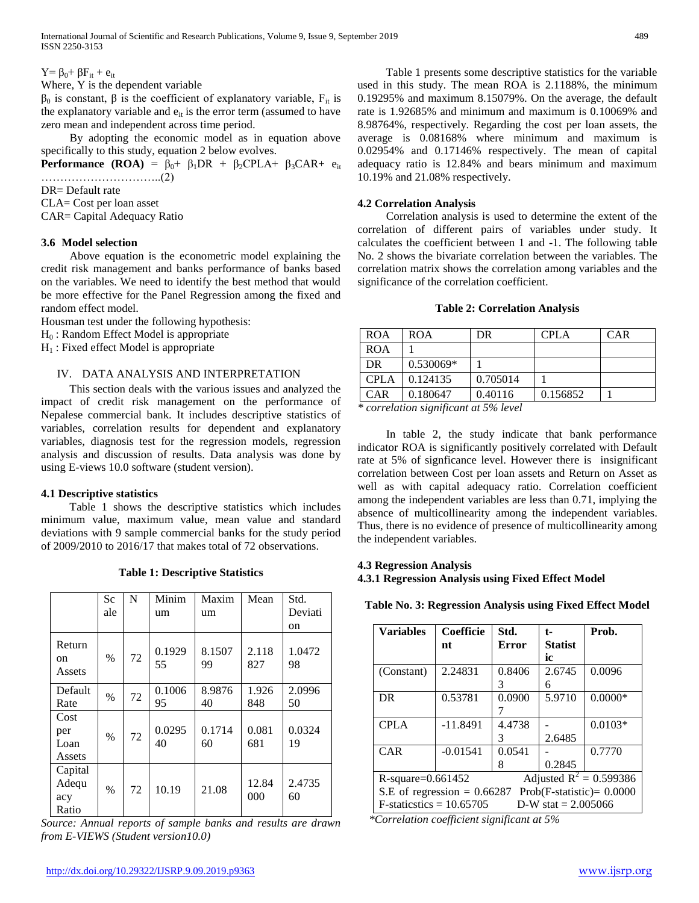$Y = \beta_0 + \beta F_{it} + e_{it}$

Where, Y is the dependent variable

$\beta_0$ is constant, $\beta$ is the coefficient of explanatory variable, $F_{it}$ is the explanatory variable and $e_{it}$ is the error term (assumed to have zero mean and independent across time period.

By adopting the economic model as in equation above specifically to this study, equation 2 below evolves.

**Performance (ROA)** = $\beta_0 + \beta_1 DR + \beta_2 CPLA + \beta_3 CAR + e_{it}$ …………………………..(2)

DR= Default rate

CLA= Cost per loan asset

CAR= Capital Adequacy Ratio

### 3.6 Model selection

Above equation is the econometric model explaining the credit risk management and banks performance of banks based on the variables. We need to identify the best method that would be more effective for the Panel Regression among the fixed and random effect model.

Housman test under the following hypothesis:

$H_0$ : Random Effect Model is appropriate

$H_1$ : Fixed effect Model is appropriate

## IV. DATA ANALYSIS AND INTERPRETATION

This section deals with the various issues and analyzed the impact of credit risk management on the performance of Nepalese commercial bank. It includes descriptive statistics of variables, correlation results for dependent and explanatory variables, diagnosis test for the regression models, regression analysis and discussion of results. Data analysis was done by using E-views 10.0 software (student version).

### 4.1 Descriptive statistics

Table 1 shows the descriptive statistics which includes minimum value, maximum value, mean value and standard deviations with 9 sample commercial banks for the study period of 2009/2010 to 2016/17 that makes total of 72 observations.

**Table 1: Descriptive Statistics**

| | Scale | N | Minimum | Maximum | Mean | Std. Deviation |
|---|---|---|---|---|---|---|
| Return on Assets | % | 72 | 0.192955 | 8.150799 | 2.118827 | 1.047298 |
| Default Rate | % | 72 | 0.100695 | 8.987640 | 1.926848 | 2.099650 |
| Cost per Loan Assets | % | 72 | 0.029540 | 0.171460 | 0.081681 | 0.032419 |
| Capital Adequacy Ratio | % | 72 | 10.19 | 21.08 | 12.84000 | 2.473560 |

*Source: Annual reports of sample banks and results are drawn from E-VIEWS (Student version10.0)*

Table 1 presents some descriptive statistics for the variable used in this study. The mean ROA is 2.1188%, the minimum 0.19295% and maximum 8.15079%. On the average, the default rate is 1.92685% and minimum and maximum is 0.10069% and 8.98764%, respectively. Regarding the cost per loan assets, the average is 0.08168% where minimum and maximum is 0.02954% and 0.17146% respectively. The mean of capital adequacy ratio is 12.84% and bears minimum and maximum 10.19% and 21.08% respectively.

### 4.2 Correlation Analysis

Correlation analysis is used to determine the extent of the correlation of different pairs of variables under study. It calculates the coefficient between 1 and -1. The following table No. 2 shows the bivariate correlation between the variables. The correlation matrix shows the correlation among variables and the significance of the correlation coefficient.

**Table 2: Correlation Analysis**

| ROA | ROA | DR | CPLA | CAR |
|---|---|---|---|---|
| ROA | 1 | | | |
| DR | 0.530069* | 1 | | |
| CPLA | 0.124135 | 0.705014 | 1 | |
| CAR | 0.180647 | 0.40116 | 0.156852 | 1 |

*\* correlation significant at 5% level*

In table 2, the study indicate that bank performance indicator ROA is significantly positively correlated with Default rate at 5% of signficance level. However there is insignificant correlation between Cost per loan assets and Return on Asset as well as with capital adequacy ratio. Correlation coefficient among the independent variables are less than 0.71, implying the absence of multicollinearity among the independent variables. Thus, there is no evidence of presence of multicollinearity among the independent variables.

### 4.3 Regression Analysis

#### 4.3.1 Regression Analysis using Fixed Effect Model

**Table No. 3: Regression Analysis using Fixed Effect Model**

| **Variables** | **Coefficient** | **Std. Error** | **t-Statistic** | **Prob.** |
|---|---|---|---|---|
| (Constant) | 2.24831 | 0.84063 | 2.67456 | 0.0096 |
| DR | 0.53781 | 0.09007 | 5.9710 | 0.0000* |
| CPLA | -11.8491 | 4.47383 | -2.6485 | 0.0103* |
| CAR | -0.01541 | 0.05418 | -0.2845 | 0.7770 |
| R-square=0.661452 | | Adjusted $R^2$ = 0.599386 | | |
| S.E of regression = 0.66287 | | Prob(F-statistic)= 0.0000 | | |
| F-staticstics = 10.65705 | | D-W stat = 2.005066 | | |

*\*Correlation coefficient significant at 5%*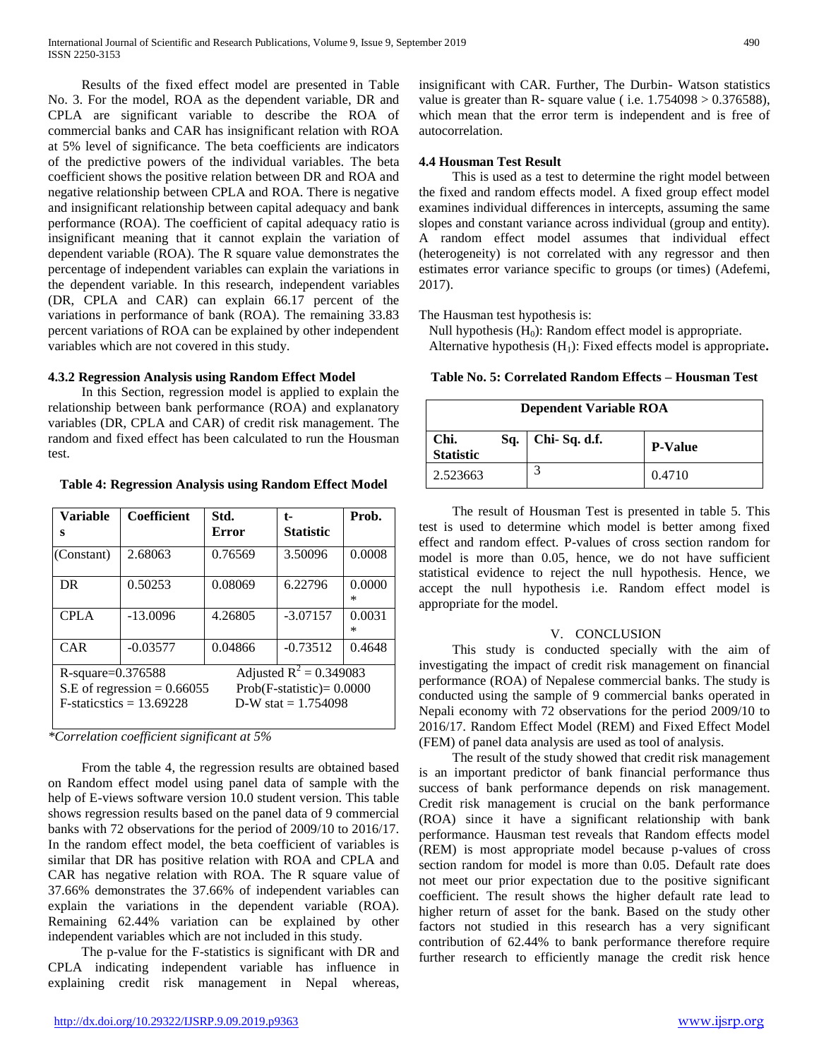Results of the fixed effect model are presented in Table No. 3. For the model, ROA as the dependent variable, DR and CPLA are significant variable to describe the ROA of commercial banks and CAR has insignificant relation with ROA at 5% level of significance. The beta coefficients are indicators of the predictive powers of the individual variables. The beta coefficient shows the positive relation between DR and ROA and negative relationship between CPLA and ROA. There is negative and insignificant relationship between capital adequacy and bank performance (ROA). The coefficient of capital adequacy ratio is insignificant meaning that it cannot explain the variation of dependent variable (ROA). The R square value demonstrates the percentage of independent variables can explain the variations in the dependent variable. In this research, independent variables (DR, CPLA and CAR) can explain 66.17 percent of the variations in performance of bank (ROA). The remaining 33.83 percent variations of ROA can be explained by other independent variables which are not covered in this study.

#### 4.3.2 Regression Analysis using Random Effect Model

In this Section, regression model is applied to explain the relationship between bank performance (ROA) and explanatory variables (DR, CPLA and CAR) of credit risk management. The random and fixed effect has been calculated to run the Housman test.

**Table 4: Regression Analysis using Random Effect Model**

| Variables | Coefficient | Std. Error | t-Statistic | Prob. |
|---|---|---|---|---|
| (Constant) | 2.68063 | 0.76569 | 3.50096 | 0.0008 |
| DR | 0.50253 | 0.08069 | 6.22796 | 0.0000* |
| CPLA | -13.0096 | 4.26805 | -3.07157 | 0.0031* |
| CAR | -0.03577 | 0.04866 | -0.73512 | 0.4648 |
| R-square=0.376588 | | Adjusted $R^2$ = 0.349083 | | |
| S.E of regression = 0.66055 | | Prob(F-statistic)= 0.0000 | | |
| F-staticstics = 13.69228 | | D-W stat = 1.754098 | | |

*\*Correlation coefficient significant at 5%*

From the table 4, the regression results are obtained based on Random effect model using panel data of sample with the help of E-views software version 10.0 student version. This table shows regression results based on the panel data of 9 commercial banks with 72 observations for the period of 2009/10 to 2016/17. In the random effect model, the beta coefficient of variables is similar that DR has positive relation with ROA and CPLA and CAR has negative relation with ROA. The R square value of 37.66% demonstrates the 37.66% of independent variables can explain the variations in the dependent variable (ROA). Remaining 62.44% variation can be explained by other independent variables which are not included in this study.

The p-value for the F-statistics is significant with DR and CPLA indicating independent variable has influence in explaining credit risk management in Nepal whereas, insignificant with CAR. Further, The Durbin- Watson statistics value is greater than R- square value ( i.e. 1.754098 > 0.376588), which mean that the error term is independent and is free of autocorrelation.

### 4.4 Housman Test Result

This is used as a test to determine the right model between the fixed and random effects model. A fixed group effect model examines individual differences in intercepts, assuming the same slopes and constant variance across individual (group and entity). A random effect model assumes that individual effect (heterogeneity) is not correlated with any regressor and then estimates error variance specific to groups (or times) (Adefemi, 2017).

The Hausman test hypothesis is:

Null hypothesis ($H_0$): Random effect model is appropriate.
Alternative hypothesis ($H_1$): Fixed effects model is appropriate.

**Table No. 5: Correlated Random Effects – Housman Test**

| Dependent Variable ROA | | |
|---|---|---|
| Chi. Sq. Statistic | Chi- Sq. d.f. | P-Value |
| 2.523663 | 3 | 0.4710 |

The result of Housman Test is presented in table 5. This test is used to determine which model is better among fixed effect and random effect. P-values of cross section random for model is more than 0.05, hence, we do not have sufficient statistical evidence to reject the null hypothesis. Hence, we accept the null hypothesis i.e. Random effect model is appropriate for the model.

## V. CONCLUSION

This study is conducted specially with the aim of investigating the impact of credit risk management on financial performance (ROA) of Nepalese commercial banks. The study is conducted using the sample of 9 commercial banks operated in Nepali economy with 72 observations for the period 2009/10 to 2016/17. Random Effect Model (REM) and Fixed Effect Model (FEM) of panel data analysis are used as tool of analysis.

The result of the study showed that credit risk management is an important predictor of bank financial performance thus success of bank performance depends on risk management. Credit risk management is crucial on the bank performance (ROA) since it have a significant relationship with bank performance. Hausman test reveals that Random effects model (REM) is most appropriate model because p-values of cross section random for model is more than 0.05. Default rate does not meet our prior expectation due to the positive significant coefficient. The result shows the higher default rate lead to higher return of asset for the bank. Based on the study other factors not studied in this research has a very significant contribution of 62.44% to bank performance therefore require further research to efficiently manage the credit risk hence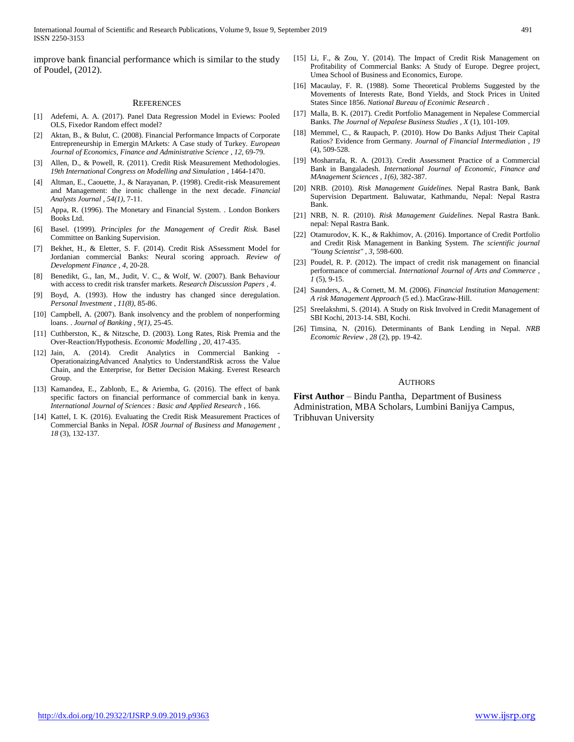improve bank financial performance which is similar to the study of Poudel, (2012).

## REFERENCES

[1] Adefemi, A. A. (2017). Panel Data Regression Model in Eviews: Pooled OLS, Fixedor Random effect model?

[2] Aktan, B., & Bulut, C. (2008). Financial Performance Impacts of Corporate Entrepreneurship in Emergin MArkets: A Case study of Turkey. *European Journal of Economics, Finance and Administrative Science , 12*, 69-79.

[3] Allen, D., & Powell, R. (2011). Credit Risk Measurement Methodologies. *19th International Congress on Modelling and Simulation* , 1464-1470.

[4] Altman, E., Caouette, J., & Narayanan, P. (1998). Credit-risk Measurement and Management: the ironic challenge in the next decade. *Financial Analysts Journal , 54(1)*, 7-11.

[5] Appa, R. (1996). The Monetary and Financial System. . London Bonkers Books Ltd.

[6] Basel. (1999). *Principles for the Management of Credit Risk.* Basel Committee on Banking Supervision.

[7] Bekhet, H., & Eletter, S. F. (2014). Credit Risk ASsessment Model for Jordanian commercial Banks: Neural scoring approach. *Review of Development Finance , 4*, 20-28.

[8] Benedikt, G., Ian, M., Judit, V. C., & Wolf, W. (2007). Bank Behaviour with access to credit risk transfer markets. *Research Discussion Papers , 4*.

[9] Boyd, A. (1993). How the industry has changed since deregulation. *Personal Investment , 11(8)*, 85-86.

[10] Campbell, A. (2007). Bank insolvency and the problem of nonperforming loans. . *Journal of Banking , 9(1)*, 25-45.

[11] Cuthberston, K., & Nitzsche, D. (2003). Long Rates, Risk Premia and the Over-Reaction/Hypothesis. *Economic Modelling , 20*, 417-435.

[12] Jain, A. (2014). Credit Analytics in Commercial Banking - OperationaizingAdvanced Analytics to UnderstandRisk across the Value Chain, and the Enterprise, for Better Decision Making. Everest Research Group.

[13] Kamandea, E., Zablonb, E., & Ariemba, G. (2016). The effect of bank specific factors on financial performance of commercial bank in kenya. *International Journal of Sciences : Basic and Applied Research* , 166.

[14] Kattel, I. K. (2016). Evaluating the Credit Risk Measurement Practices of Commercial Banks in Nepal. *IOSR Journal of Business and Management , 18* (3), 132-137.

[15] Li, F., & Zou, Y. (2014). The Impact of Credit Risk Management on Profitability of Commercial Banks: A Study of Europe. Degree project, Umea School of Business and Economics, Europe.

[16] Macaulay, F. R. (1988). Some Theoretical Problems Suggested by the Movements of Interests Rate, Bond Yields, and Stock Prices in United States Since 1856. *National Bureau of Econimic Research* .

[17] Malla, B. K. (2017). Credit Portfolio Management in Nepalese Commercial Banks. *The Journal of Nepalese Business Studies , X* (1), 101-109.

[18] Memmel, C., & Raupach, P. (2010). How Do Banks Adjust Their Capital Ratios? Evidence from Germany. *Journal of Financial Intermediation , 19* (4), 509-528.

[19] Mosharrafa, R. A. (2013). Credit Assessment Practice of a Commercial Bank in Bangaladesh. *International Journal of Economic, Finance and MAnagement Sciences , 1(6)*, 382-387.

[20] NRB. (2010). *Risk Management Guidelines.* Nepal Rastra Bank, Bank Supervision Department. Baluwatar, Kathmandu, Nepal: Nepal Rastra Bank.

[21] NRB, N. R. (2010). *Risk Management Guidelines.* Nepal Rastra Bank. nepal: Nepal Rastra Bank.

[22] Otamurodov, K. K., & Rakhimov, A. (2016). Importance of Credit Portfolio and Credit Risk Management in Banking System. *The scientific journal "Young Scientist" , 3*, 598-600.

[23] Poudel, R. P. (2012). The impact of credit risk management on financial performance of commercial. *International Journal of Arts and Commerce , 1* (5), 9-15.

[24] Saunders, A., & Cornett, M. M. (2006). *Financial Institution Management: A risk Management Approach* (5 ed.). MacGraw-Hill.

[25] Sreelakshmi, S. (2014). A Study on Risk Involved in Credit Management of SBI Kochi, 2013-14. SBI, Kochi.

[26] Timsina, N. (2016). Determinants of Bank Lending in Nepal. *NRB Economic Review , 28* (2), pp. 19-42.

## AUTHORS

**First Author** – Bindu Pantha, Department of Business Administration, MBA Scholars, Lumbini Banijya Campus, Tribhuvan University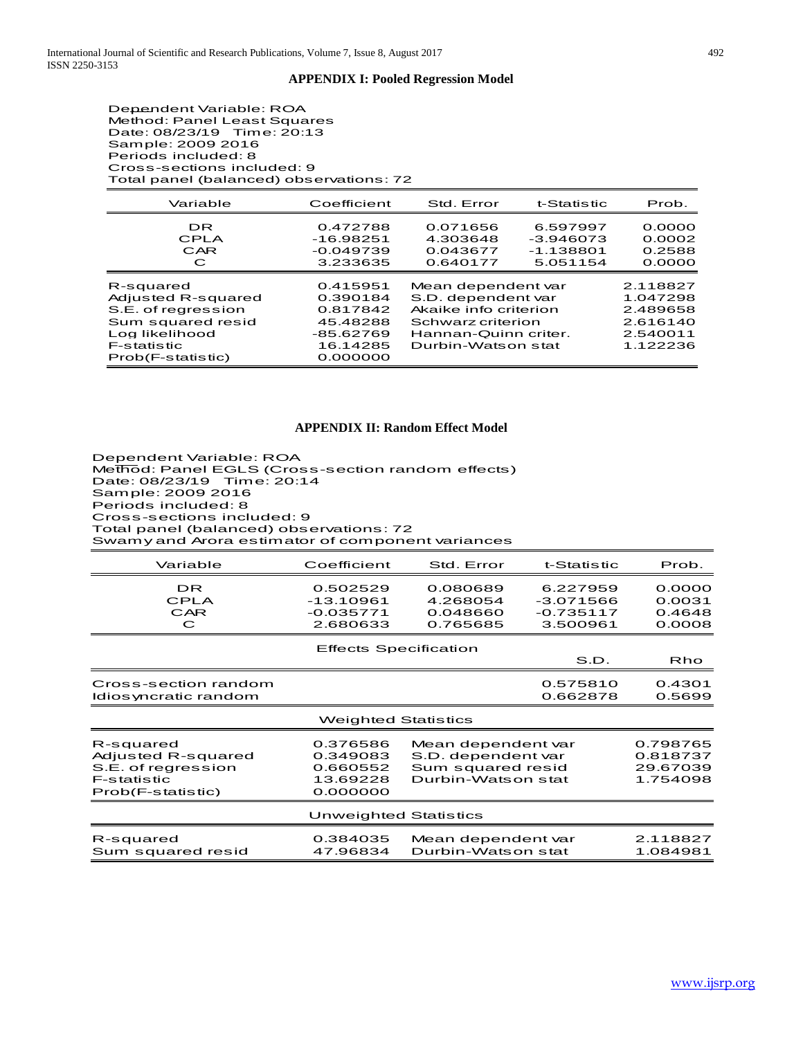## APPENDIX I: Pooled Regression Model

Dependent Variable: ROA
Method: Panel Least Squares
Date: 08/23/19 Time: 20:13
Sample: 2009 2016
Periods included: 8
Cross-sections included: 9
Total panel (balanced) observations: 72

| Variable | Coefficient | Std. Error | t-Statistic | Prob. |
|---|---|---|---|---|
| DR | 0.472788 | 0.071656 | 6.597997 | 0.0000 |
| CPLA | -16.98251 | 4.303648 | -3.946073 | 0.0002 |
| CAR | -0.049739 | 0.043677 | -1.138801 | 0.2588 |
| C | 3.233635 | 0.640177 | 5.051154 | 0.0000 |

| | | | |
|---|---|---|---|
| R-squared | 0.415951 | Mean dependent var | 2.118827 |
| Adjusted R-squared | 0.390184 | S.D. dependent var | 1.047298 |
| S.E. of regression | 0.817842 | Akaike info criterion | 2.489658 |
| Sum squared resid | 45.48288 | Schwarz criterion | 2.616140 |
| Log likelihood | -85.62769 | Hannan-Quinn criter. | 2.540011 |
| F-statistic | 16.14285 | Durbin-Watson stat | 1.122236 |
| Prob(F-statistic) | 0.000000 | | |

## APPENDIX II: Random Effect Model

Dependent Variable: ROA
Method: Panel EGLS (Cross-section random effects)
Date: 08/23/19 Time: 20:14
Sample: 2009 2016
Periods included: 8
Cross-sections included: 9
Total panel (balanced) observations: 72
Swamy and Arora estimator of component variances

| Variable | Coefficient | Std. Error | t-Statistic | Prob. |
|---|---|---|---|---|
| DR | 0.502529 | 0.080689 | 6.227959 | 0.0000 |
| CPLA | -13.10961 | 4.268054 | -3.071566 | 0.0031 |
| CAR | -0.035771 | 0.048660 | -0.735117 | 0.4648 |
| C | 2.680633 | 0.765685 | 3.500961 | 0.0008 |

Effects Specification

| | S.D. | Rho |
|---|---|---|
| Cross-section random | 0.575810 | 0.4301 |
| Idiosyncratic random | 0.662878 | 0.5699 |

Weighted Statistics

| | | | |
|---|---|---|---|
| R-squared | 0.376586 | Mean dependent var | 0.798765 |
| Adjusted R-squared | 0.349083 | S.D. dependent var | 0.818737 |
| S.E. of regression | 0.660552 | Sum squared resid | 29.67039 |
| F-statistic | 13.69228 | Durbin-Watson stat | 1.754098 |
| Prob(F-statistic) | 0.000000 | | |

Unweighted Statistics

| | | | |
|---|---|---|---|
| R-squared | 0.384035 | Mean dependent var | 2.118827 |
| Sum squared resid | 47.96834 | Durbin-Watson stat | 1.084981 |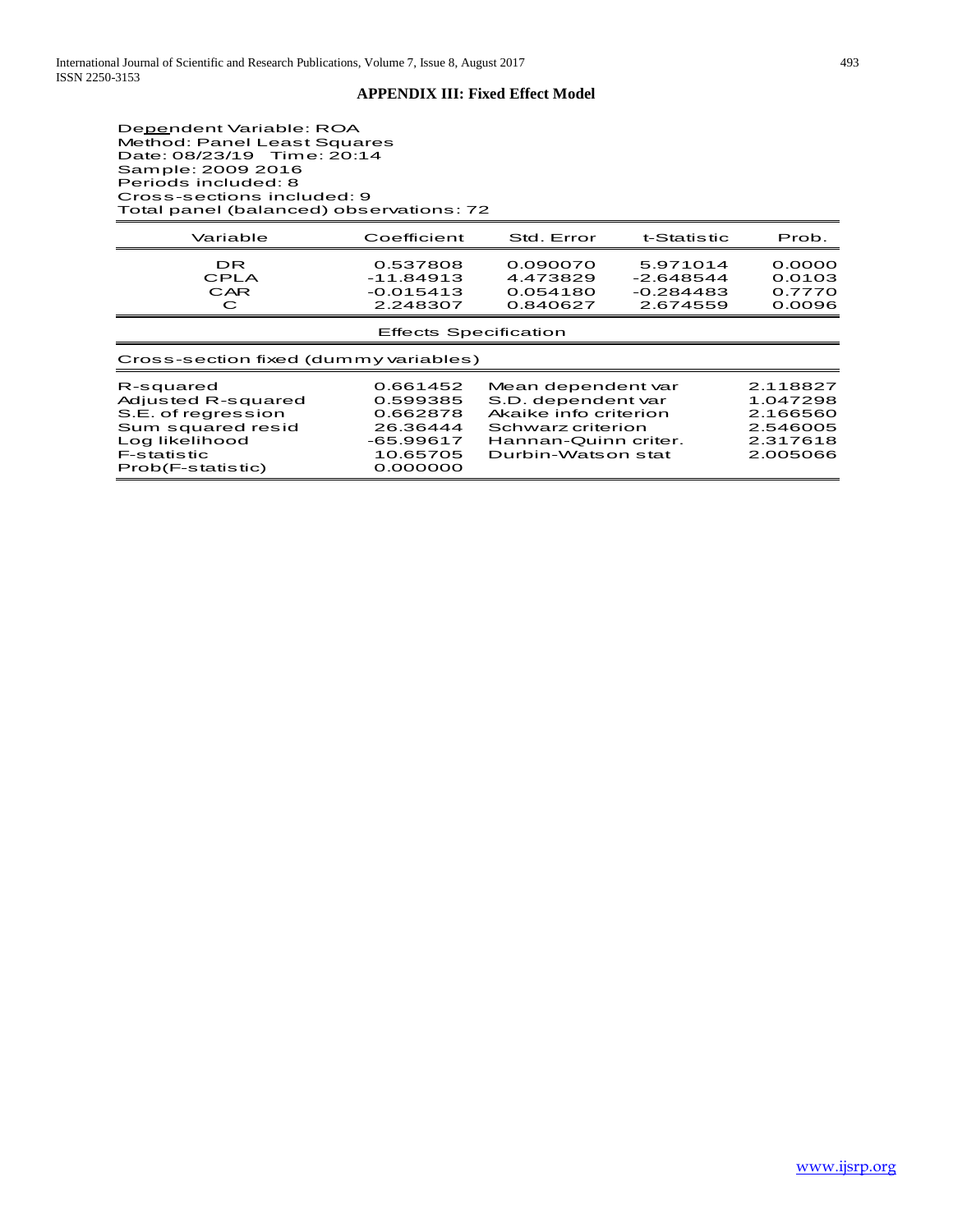## APPENDIX III: Fixed Effect Model

Dependent Variable: ROA
Method: Panel Least Squares
Date: 08/23/19 Time: 20:14
Sample: 2009 2016
Periods included: 8
Cross-sections included: 9
Total panel (balanced) observations: 72

| Variable | Coefficient | Std. Error | t-Statistic | Prob. |
|---|---|---|---|---|
| DR | 0.537808 | 0.090070 | 5.971014 | 0.0000 |
| CPLA | -11.84913 | 4.473829 | -2.648544 | 0.0103 |
| CAR | -0.015413 | 0.054180 | -0.284483 | 0.7770 |
| C | 2.248307 | 0.840627 | 2.674559 | 0.0096 |

Effects Specification

Cross-section fixed (dummy variables)

| | | | |
|---|---|---|---|
| R-squared | 0.661452 | Mean dependent var | 2.118827 |
| Adjusted R-squared | 0.599385 | S.D. dependent var | 1.047298 |
| S.E. of regression | 0.662878 | Akaike info criterion | 2.166560 |
| Sum squared resid | 26.36444 | Schwarz criterion | 2.546005 |
| Log likelihood | -65.99617 | Hannan-Quinn criter. | 2.317618 |
| F-statistic | 10.65705 | Durbin-Watson stat | 2.005066 |
| Prob(F-statistic) | 0.000000 | | |